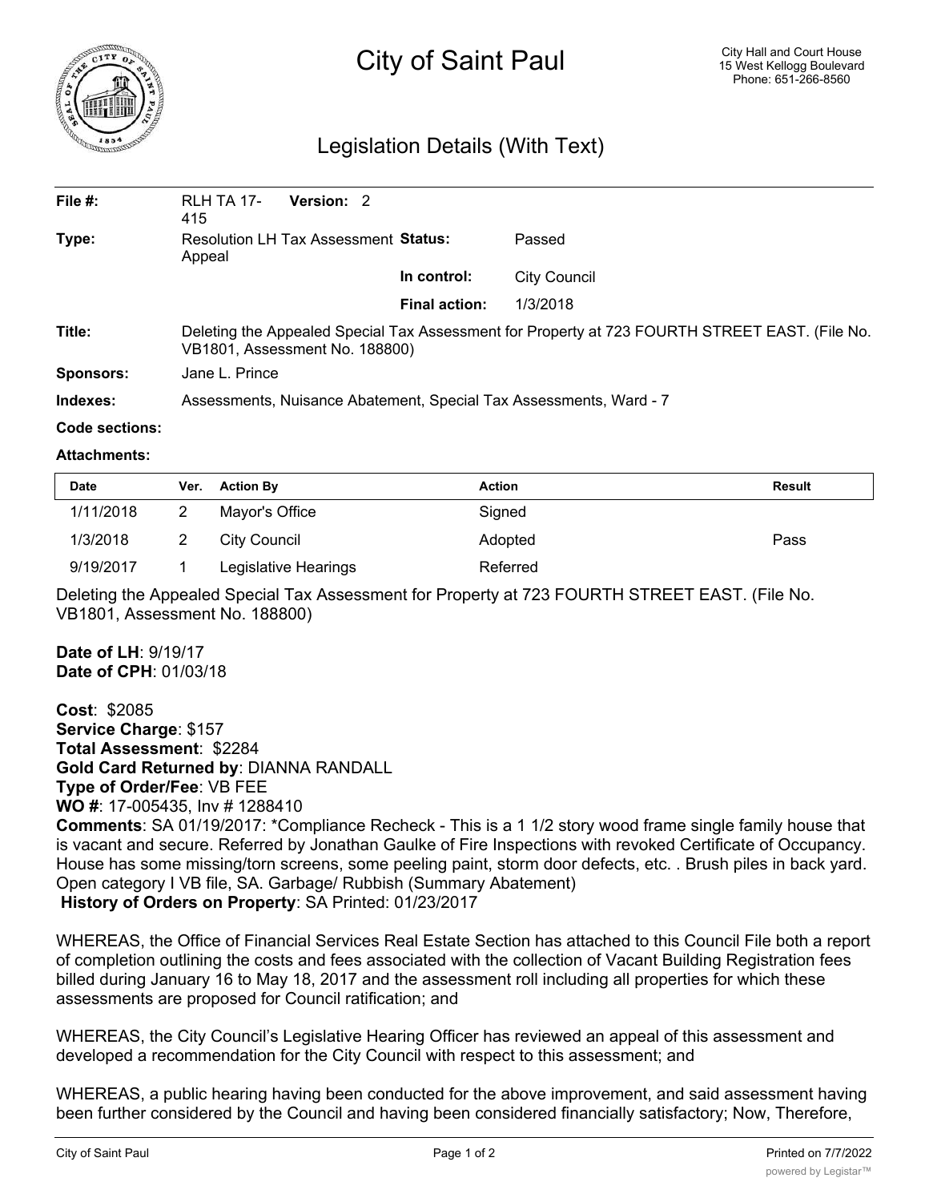# City of Saint Paul

City Hall and Court House
15 West Kellogg Boulevard
Phone: 651-266-8560

## Legislation Details (With Text)

**File #:** RLH TA 17-415 **Version:** 2

**Type:** Resolution LH Tax Assessment Appeal

**Status:** Passed

**In control:** City Council

**Final action:** 1/3/2018

**Title:** Deleting the Appealed Special Tax Assessment for Property at 723 FOURTH STREET EAST. (File No. VB1801, Assessment No. 188800)

**Sponsors:** Jane L. Prince

**Indexes:** Assessments, Nuisance Abatement, Special Tax Assessments, Ward - 7

**Code sections:**

**Attachments:**

| Date | Ver. | Action By | Action | Result |
|---|---|---|---|---|
| 1/11/2018 | 2 | Mayor's Office | Signed | |
| 1/3/2018 | 2 | City Council | Adopted | Pass |
| 9/19/2017 | 1 | Legislative Hearings | Referred | |

Deleting the Appealed Special Tax Assessment for Property at 723 FOURTH STREET EAST. (File No. VB1801, Assessment No. 188800)

**Date of LH**: 9/19/17
**Date of CPH**: 01/03/18

**Cost**: $2085
**Service Charge**: $157
**Total Assessment**: $2284
**Gold Card Returned by**: DIANNA RANDALL
**Type of Order/Fee**: VB FEE
**WO #**: 17-005435, Inv # 1288410
**Comments**: SA 01/19/2017: *Compliance Recheck - This is a 1 1/2 story wood frame single family house that is vacant and secure. Referred by Jonathan Gaulke of Fire Inspections with revoked Certificate of Occupancy. House has some missing/torn screens, some peeling paint, storm door defects, etc. . Brush piles in back yard. Open category I VB file, SA. Garbage/ Rubbish (Summary Abatement)
**History of Orders on Property**: SA Printed: 01/23/2017

WHEREAS, the Office of Financial Services Real Estate Section has attached to this Council File both a report of completion outlining the costs and fees associated with the collection of Vacant Building Registration fees billed during January 16 to May 18, 2017 and the assessment roll including all properties for which these assessments are proposed for Council ratification; and

WHEREAS, the City Council's Legislative Hearing Officer has reviewed an appeal of this assessment and developed a recommendation for the City Council with respect to this assessment; and

WHEREAS, a public hearing having been conducted for the above improvement, and said assessment having been further considered by the Council and having been considered financially satisfactory; Now, Therefore,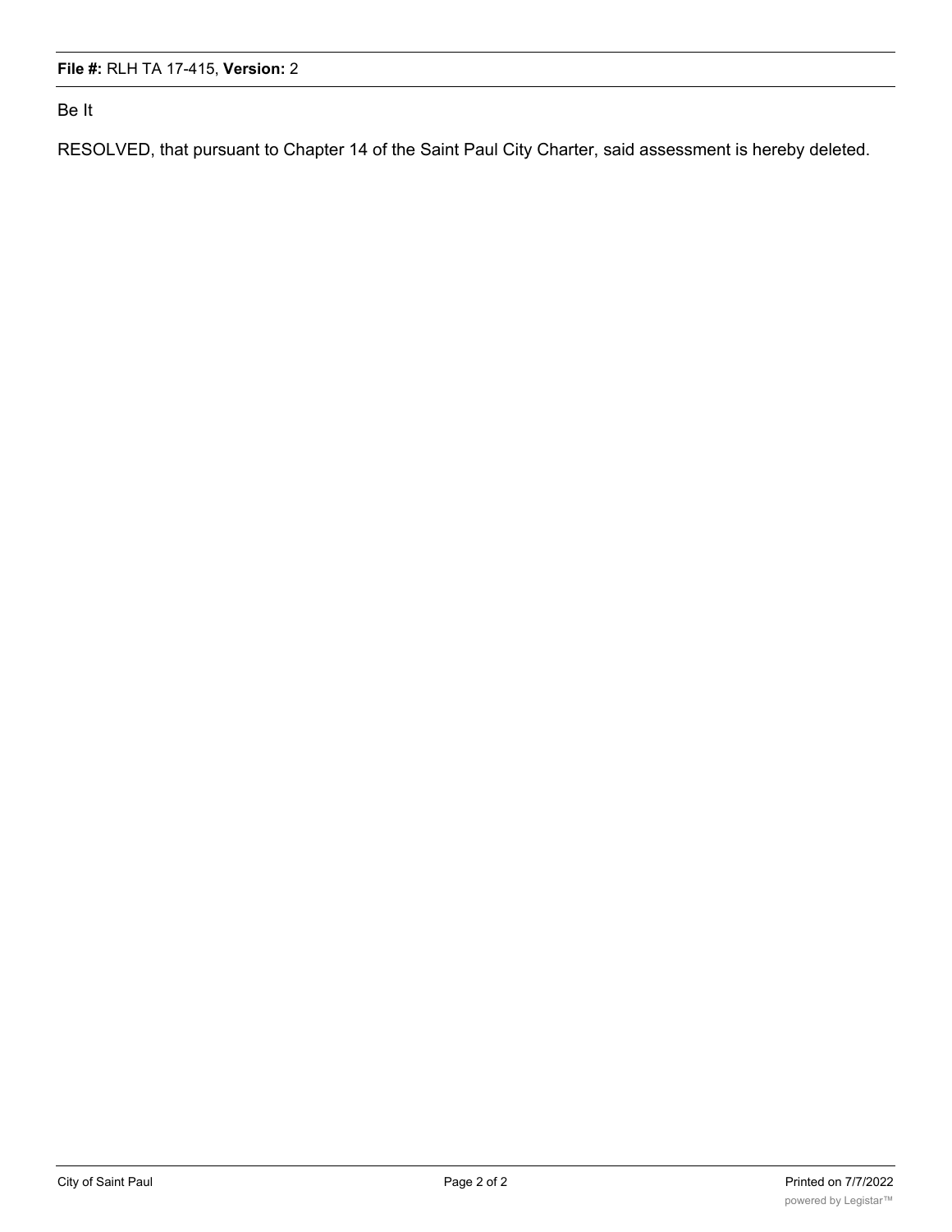Be It

RESOLVED, that pursuant to Chapter 14 of the Saint Paul City Charter, said assessment is hereby deleted.